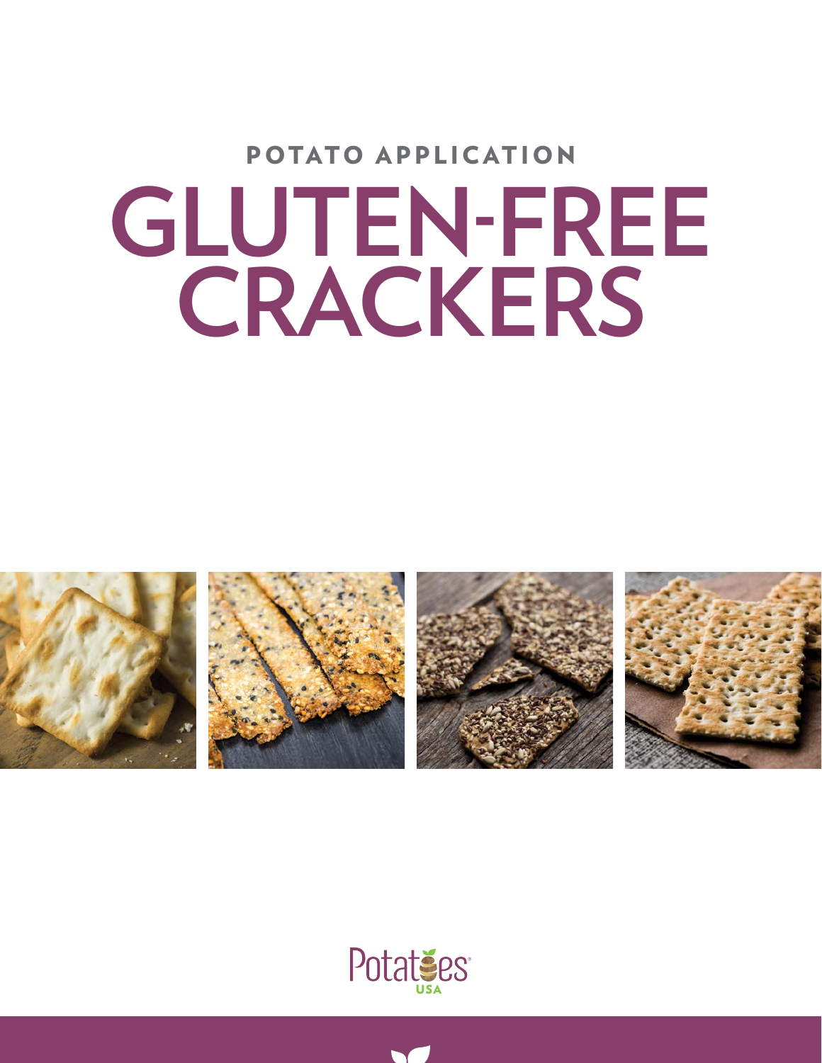POTATO APPLICATION

# GLUTEN-FREE CRACKERS

Potatoes USA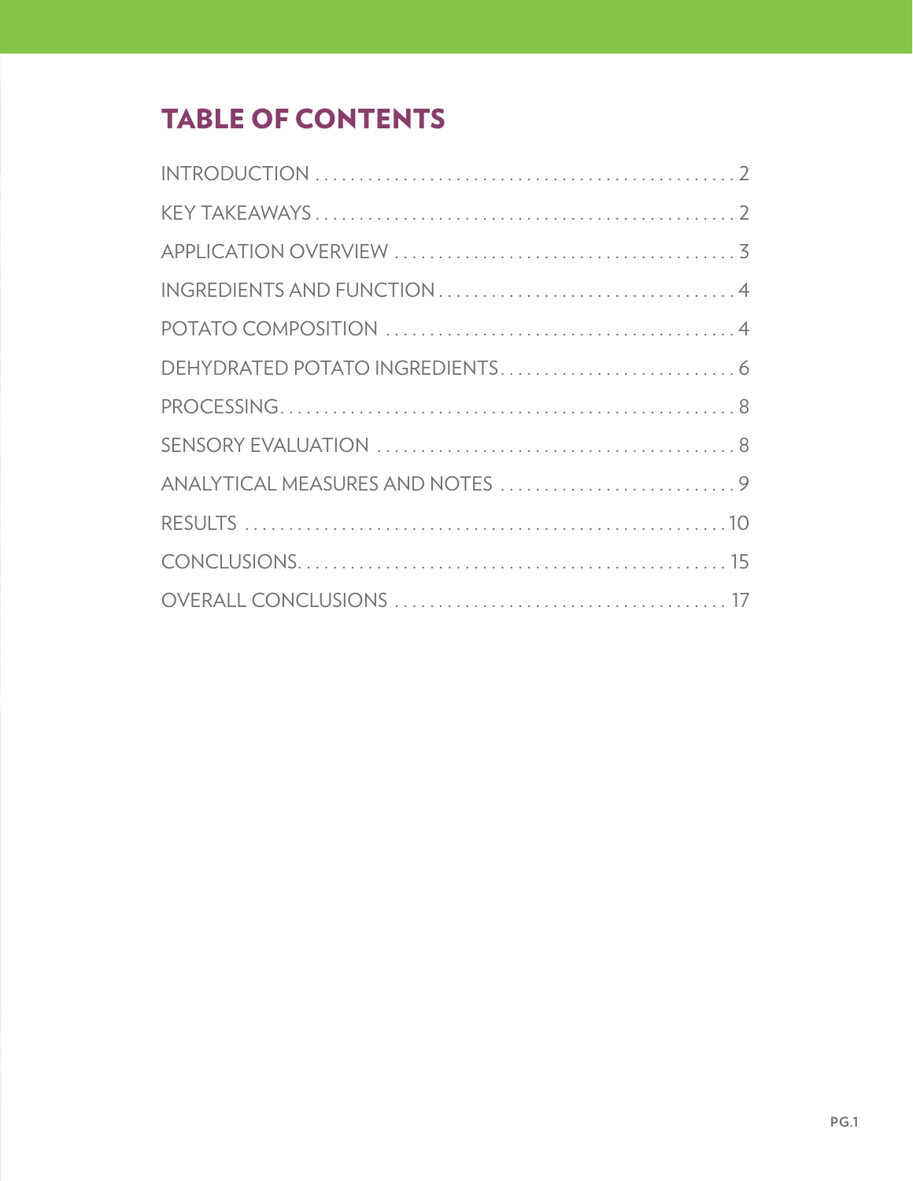# TABLE OF CONTENTS

INTRODUCTION . . . . . . . . . . . . . . . . . . . . . . . . . . . . . . . . . . . . . . . . . . . . . . 2

KEY TAKEAWAYS . . . . . . . . . . . . . . . . . . . . . . . . . . . . . . . . . . . . . . . . . . . . . 2

APPLICATION OVERVIEW . . . . . . . . . . . . . . . . . . . . . . . . . . . . . . . . . . . . . . 3

INGREDIENTS AND FUNCTION . . . . . . . . . . . . . . . . . . . . . . . . . . . . . . . . . 4

POTATO COMPOSITION . . . . . . . . . . . . . . . . . . . . . . . . . . . . . . . . . . . . . . . 4

DEHYDRATED POTATO INGREDIENTS . . . . . . . . . . . . . . . . . . . . . . . . . . . 6

PROCESSING . . . . . . . . . . . . . . . . . . . . . . . . . . . . . . . . . . . . . . . . . . . . . . . . 8

SENSORY EVALUATION . . . . . . . . . . . . . . . . . . . . . . . . . . . . . . . . . . . . . . . 8

ANALYTICAL MEASURES AND NOTES . . . . . . . . . . . . . . . . . . . . . . . . . . . 9

RESULTS . . . . . . . . . . . . . . . . . . . . . . . . . . . . . . . . . . . . . . . . . . . . . . . . . . 10

CONCLUSIONS . . . . . . . . . . . . . . . . . . . . . . . . . . . . . . . . . . . . . . . . . . . . . . 15

OVERALL CONCLUSIONS . . . . . . . . . . . . . . . . . . . . . . . . . . . . . . . . . . . . . 17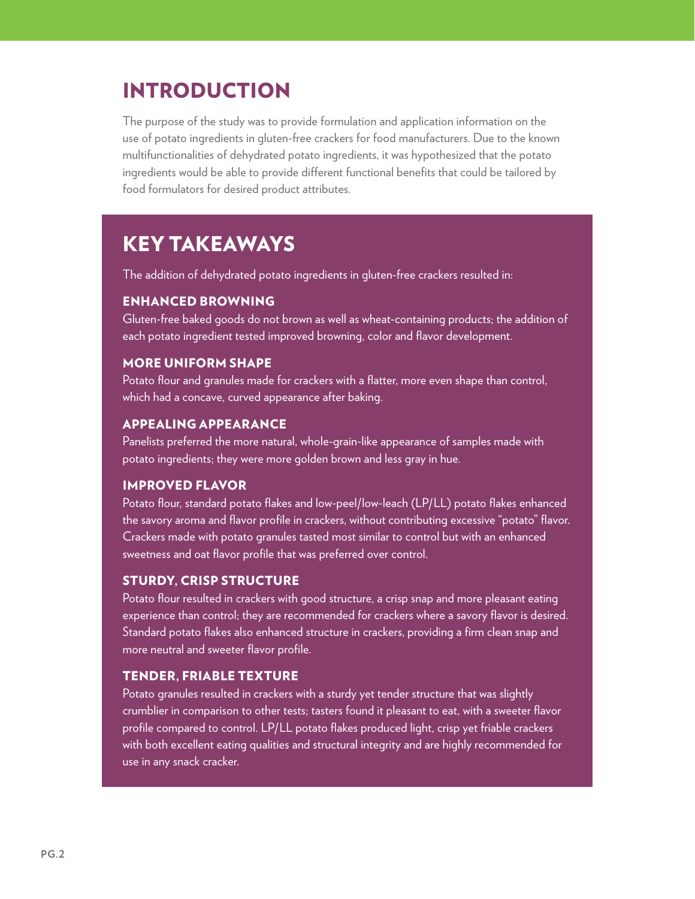# INTRODUCTION

The purpose of the study was to provide formulation and application information on the use of potato ingredients in gluten-free crackers for food manufacturers. Due to the known multifunctionalities of dehydrated potato ingredients, it was hypothesized that the potato ingredients would be able to provide different functional benefits that could be tailored by food formulators for desired product attributes.

# KEY TAKEAWAYS

The addition of dehydrated potato ingredients in gluten-free crackers resulted in:

### ENHANCED BROWNING

Gluten-free baked goods do not brown as well as wheat-containing products; the addition of each potato ingredient tested improved browning, color and flavor development.

### MORE UNIFORM SHAPE

Potato flour and granules made for crackers with a flatter, more even shape than control, which had a concave, curved appearance after baking.

### APPEALING APPEARANCE

Panelists preferred the more natural, whole-grain-like appearance of samples made with potato ingredients; they were more golden brown and less gray in hue.

### IMPROVED FLAVOR

Potato flour, standard potato flakes and low-peel/low-leach (LP/LL) potato flakes enhanced the savory aroma and flavor profile in crackers, without contributing excessive "potato" flavor. Crackers made with potato granules tasted most similar to control but with an enhanced sweetness and oat flavor profile that was preferred over control.

### STURDY, CRISP STRUCTURE

Potato flour resulted in crackers with good structure, a crisp snap and more pleasant eating experience than control; they are recommended for crackers where a savory flavor is desired. Standard potato flakes also enhanced structure in crackers, providing a firm clean snap and more neutral and sweeter flavor profile.

### TENDER, FRIABLE TEXTURE

Potato granules resulted in crackers with a sturdy yet tender structure that was slightly crumblier in comparison to other tests; tasters found it pleasant to eat, with a sweeter flavor profile compared to control. LP/LL potato flakes produced light, crisp yet friable crackers with both excellent eating qualities and structural integrity and are highly recommended for use in any snack cracker.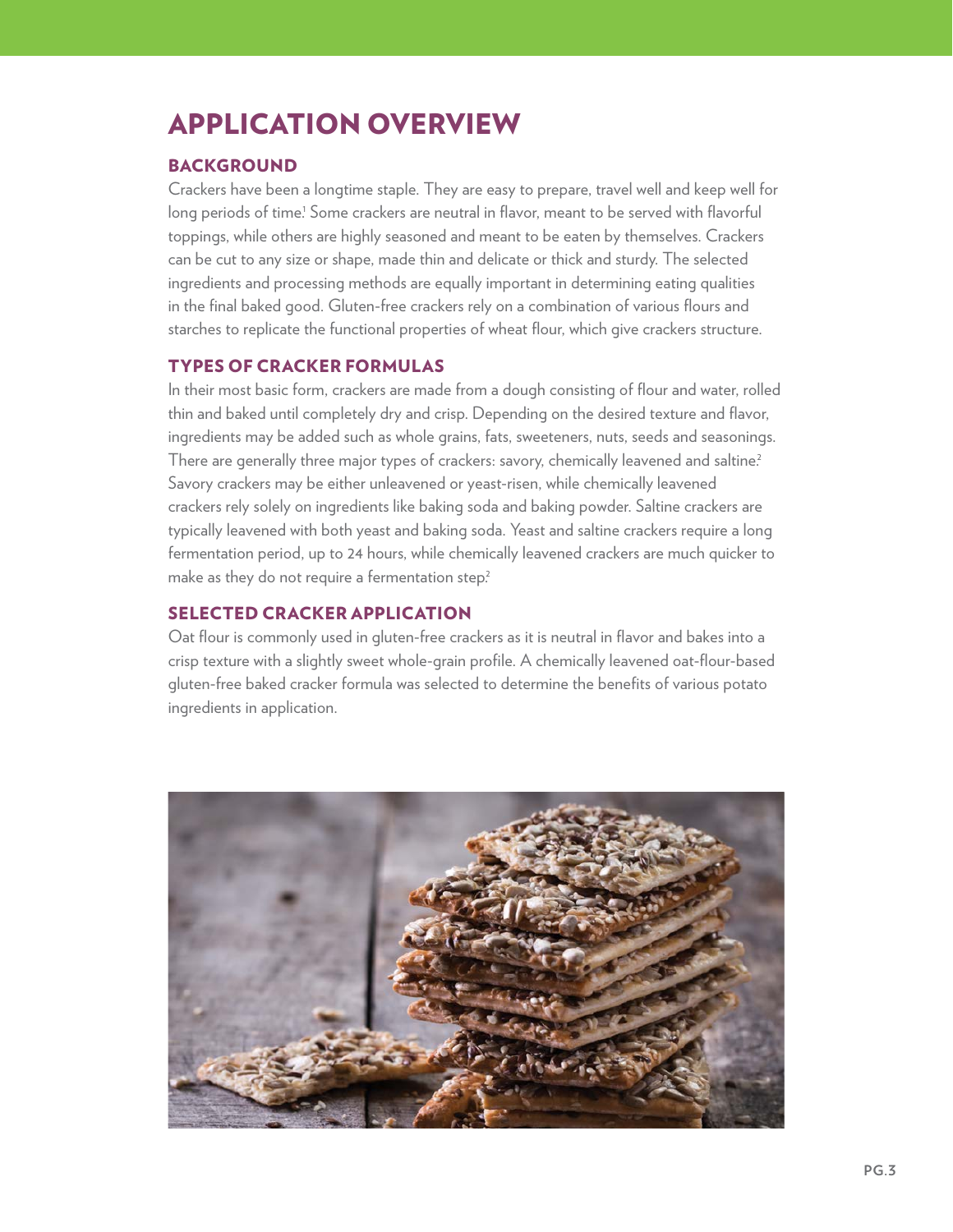# APPLICATION OVERVIEW

## BACKGROUND

Crackers have been a longtime staple. They are easy to prepare, travel well and keep well for long periods of time.[1] Some crackers are neutral in flavor, meant to be served with flavorful toppings, while others are highly seasoned and meant to be eaten by themselves. Crackers can be cut to any size or shape, made thin and delicate or thick and sturdy. The selected ingredients and processing methods are equally important in determining eating qualities in the final baked good. Gluten-free crackers rely on a combination of various flours and starches to replicate the functional properties of wheat flour, which give crackers structure.

## TYPES OF CRACKER FORMULAS

In their most basic form, crackers are made from a dough consisting of flour and water, rolled thin and baked until completely dry and crisp. Depending on the desired texture and flavor, ingredients may be added such as whole grains, fats, sweeteners, nuts, seeds and seasonings. There are generally three major types of crackers: savory, chemically leavened and saltine.[2] Savory crackers may be either unleavened or yeast-risen, while chemically leavened crackers rely solely on ingredients like baking soda and baking powder. Saltine crackers are typically leavened with both yeast and baking soda. Yeast and saltine crackers require a long fermentation period, up to 24 hours, while chemically leavened crackers are much quicker to make as they do not require a fermentation step.[2]

## SELECTED CRACKER APPLICATION

Oat flour is commonly used in gluten-free crackers as it is neutral in flavor and bakes into a crisp texture with a slightly sweet whole-grain profile. A chemically leavened oat-flour-based gluten-free baked cracker formula was selected to determine the benefits of various potato ingredients in application.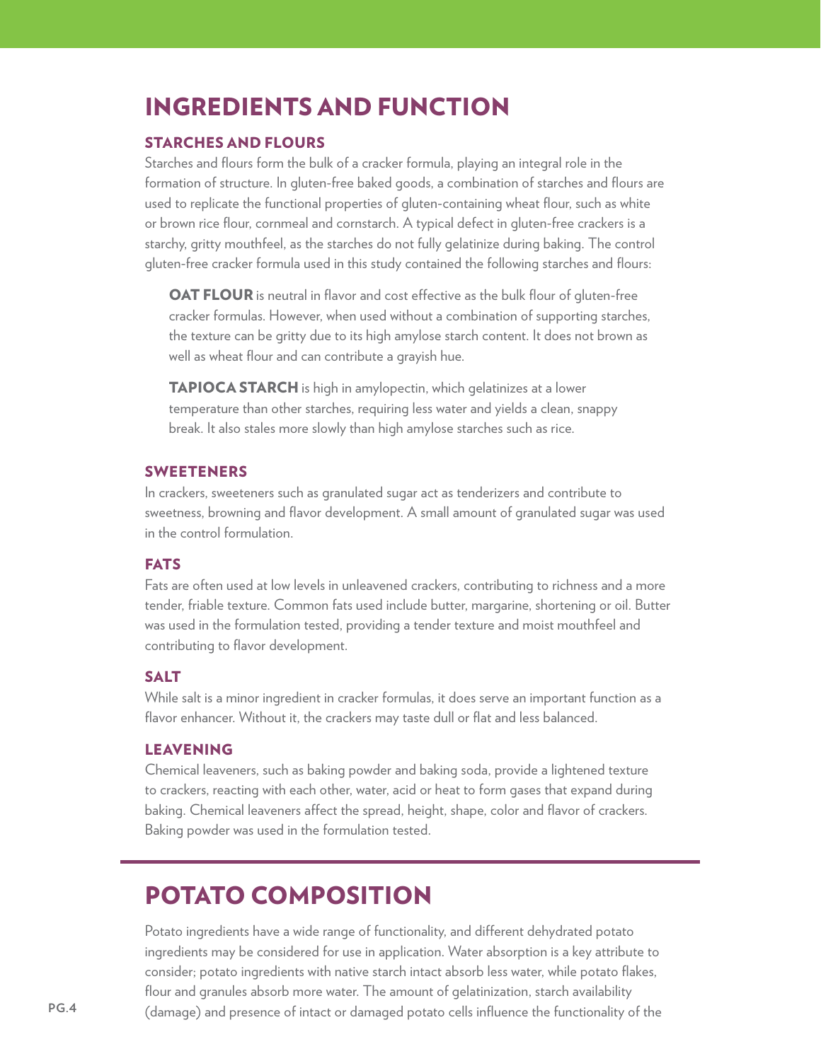# INGREDIENTS AND FUNCTION

## STARCHES AND FLOURS

Starches and flours form the bulk of a cracker formula, playing an integral role in the formation of structure. In gluten-free baked goods, a combination of starches and flours are used to replicate the functional properties of gluten-containing wheat flour, such as white or brown rice flour, cornmeal and cornstarch. A typical defect in gluten-free crackers is a starchy, gritty mouthfeel, as the starches do not fully gelatinize during baking. The control gluten-free cracker formula used in this study contained the following starches and flours:

**OAT FLOUR** is neutral in flavor and cost effective as the bulk flour of gluten-free cracker formulas. However, when used without a combination of supporting starches, the texture can be gritty due to its high amylose starch content. It does not brown as well as wheat flour and can contribute a grayish hue.

**TAPIOCA STARCH** is high in amylopectin, which gelatinizes at a lower temperature than other starches, requiring less water and yields a clean, snappy break. It also stales more slowly than high amylose starches such as rice.

## SWEETENERS

In crackers, sweeteners such as granulated sugar act as tenderizers and contribute to sweetness, browning and flavor development. A small amount of granulated sugar was used in the control formulation.

## FATS

Fats are often used at low levels in unleavened crackers, contributing to richness and a more tender, friable texture. Common fats used include butter, margarine, shortening or oil. Butter was used in the formulation tested, providing a tender texture and moist mouthfeel and contributing to flavor development.

## SALT

While salt is a minor ingredient in cracker formulas, it does serve an important function as a flavor enhancer. Without it, the crackers may taste dull or flat and less balanced.

## LEAVENING

Chemical leaveners, such as baking powder and baking soda, provide a lightened texture to crackers, reacting with each other, water, acid or heat to form gases that expand during baking. Chemical leaveners affect the spread, height, shape, color and flavor of crackers. Baking powder was used in the formulation tested.

# POTATO COMPOSITION

Potato ingredients have a wide range of functionality, and different dehydrated potato ingredients may be considered for use in application. Water absorption is a key attribute to consider; potato ingredients with native starch intact absorb less water, while potato flakes, flour and granules absorb more water. The amount of gelatinization, starch availability (damage) and presence of intact or damaged potato cells influence the functionality of the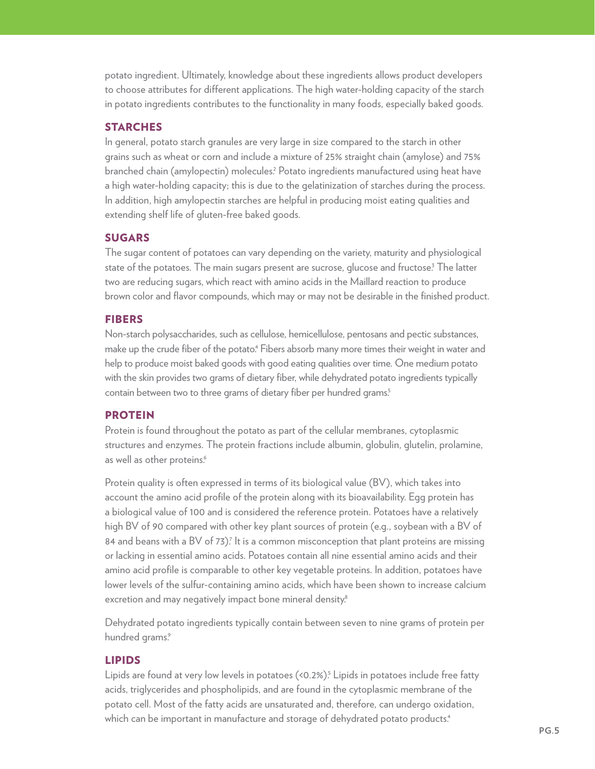potato ingredient. Ultimately, knowledge about these ingredients allows product developers to choose attributes for different applications. The high water-holding capacity of the starch in potato ingredients contributes to the functionality in many foods, especially baked goods.

## STARCHES

In general, potato starch granules are very large in size compared to the starch in other grains such as wheat or corn and include a mixture of 25% straight chain (amylose) and 75% branched chain (amylopectin) molecules.[2] Potato ingredients manufactured using heat have a high water-holding capacity; this is due to the gelatinization of starches during the process. In addition, high amylopectin starches are helpful in producing moist eating qualities and extending shelf life of gluten-free baked goods.

## SUGARS

The sugar content of potatoes can vary depending on the variety, maturity and physiological state of the potatoes. The main sugars present are sucrose, glucose and fructose.[3] The latter two are reducing sugars, which react with amino acids in the Maillard reaction to produce brown color and flavor compounds, which may or may not be desirable in the finished product.

## FIBERS

Non-starch polysaccharides, such as cellulose, hemicellulose, pentosans and pectic substances, make up the crude fiber of the potato.[4] Fibers absorb many more times their weight in water and help to produce moist baked goods with good eating qualities over time. One medium potato with the skin provides two grams of dietary fiber, while dehydrated potato ingredients typically contain between two to three grams of dietary fiber per hundred grams.[5]

## PROTEIN

Protein is found throughout the potato as part of the cellular membranes, cytoplasmic structures and enzymes. The protein fractions include albumin, globulin, glutelin, prolamine, as well as other proteins.[6]

Protein quality is often expressed in terms of its biological value (BV), which takes into account the amino acid profile of the protein along with its bioavailability. Egg protein has a biological value of 100 and is considered the reference protein. Potatoes have a relatively high BV of 90 compared with other key plant sources of protein (e.g., soybean with a BV of 84 and beans with a BV of 73).[7] It is a common misconception that plant proteins are missing or lacking in essential amino acids. Potatoes contain all nine essential amino acids and their amino acid profile is comparable to other key vegetable proteins. In addition, potatoes have lower levels of the sulfur-containing amino acids, which have been shown to increase calcium excretion and may negatively impact bone mineral density.[8]

Dehydrated potato ingredients typically contain between seven to nine grams of protein per hundred grams.[9]

## LIPIDS

Lipids are found at very low levels in potatoes (<0.2%).[5] Lipids in potatoes include free fatty acids, triglycerides and phospholipids, and are found in the cytoplasmic membrane of the potato cell. Most of the fatty acids are unsaturated and, therefore, can undergo oxidation, which can be important in manufacture and storage of dehydrated potato products.[4]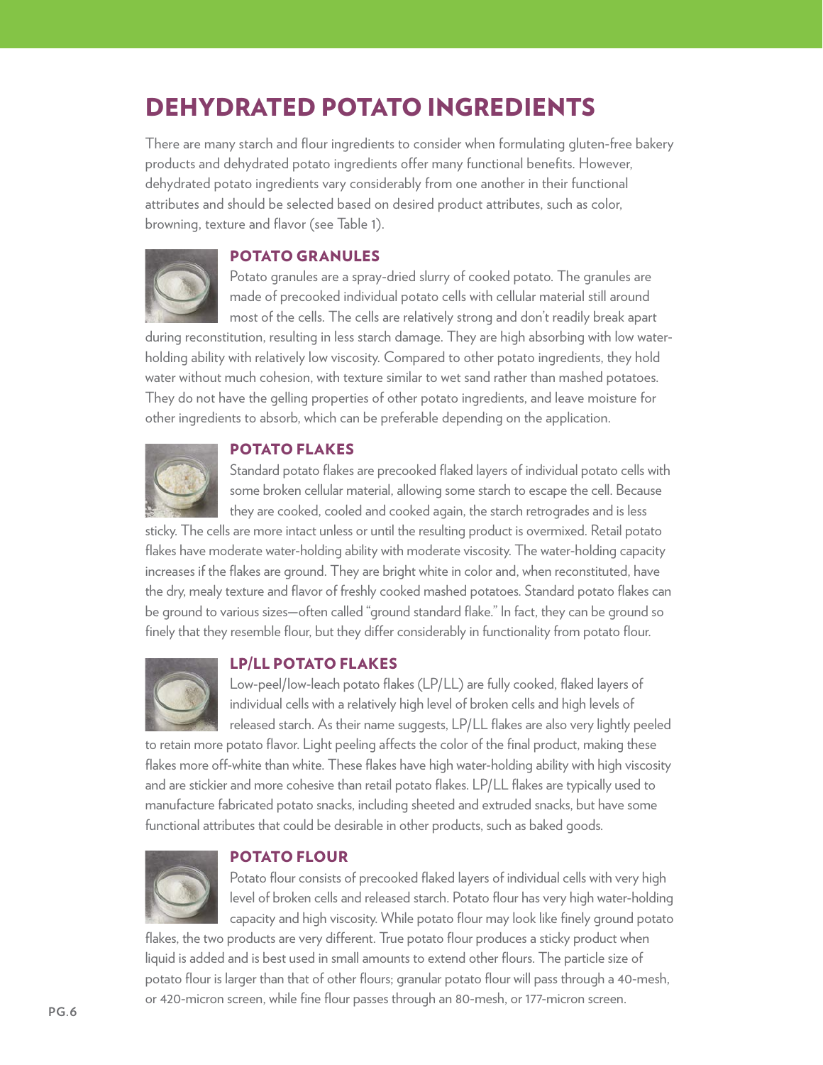# DEHYDRATED POTATO INGREDIENTS

There are many starch and flour ingredients to consider when formulating gluten-free bakery products and dehydrated potato ingredients offer many functional benefits. However, dehydrated potato ingredients vary considerably from one another in their functional attributes and should be selected based on desired product attributes, such as color, browning, texture and flavor (see Table 1).

## POTATO GRANULES

Potato granules are a spray-dried slurry of cooked potato. The granules are made of precooked individual potato cells with cellular material still around most of the cells. The cells are relatively strong and don't readily break apart during reconstitution, resulting in less starch damage. They are high absorbing with low water-holding ability with relatively low viscosity. Compared to other potato ingredients, they hold water without much cohesion, with texture similar to wet sand rather than mashed potatoes. They do not have the gelling properties of other potato ingredients, and leave moisture for other ingredients to absorb, which can be preferable depending on the application.

## POTATO FLAKES

Standard potato flakes are precooked flaked layers of individual potato cells with some broken cellular material, allowing some starch to escape the cell. Because they are cooked, cooled and cooked again, the starch retrogrades and is less sticky. The cells are more intact unless or until the resulting product is overmixed. Retail potato flakes have moderate water-holding ability with moderate viscosity. The water-holding capacity increases if the flakes are ground. They are bright white in color and, when reconstituted, have the dry, mealy texture and flavor of freshly cooked mashed potatoes. Standard potato flakes can be ground to various sizes—often called "ground standard flake." In fact, they can be ground so finely that they resemble flour, but they differ considerably in functionality from potato flour.

## LP/LL POTATO FLAKES

Low-peel/low-leach potato flakes (LP/LL) are fully cooked, flaked layers of individual cells with a relatively high level of broken cells and high levels of released starch. As their name suggests, LP/LL flakes are also very lightly peeled to retain more potato flavor. Light peeling affects the color of the final product, making these flakes more off-white than white. These flakes have high water-holding ability with high viscosity and are stickier and more cohesive than retail potato flakes. LP/LL flakes are typically used to manufacture fabricated potato snacks, including sheeted and extruded snacks, but have some functional attributes that could be desirable in other products, such as baked goods.

## POTATO FLOUR

Potato flour consists of precooked flaked layers of individual cells with very high level of broken cells and released starch. Potato flour has very high water-holding capacity and high viscosity. While potato flour may look like finely ground potato flakes, the two products are very different. True potato flour produces a sticky product when liquid is added and is best used in small amounts to extend other flours. The particle size of potato flour is larger than that of other flours; granular potato flour will pass through a 40-mesh, or 420-micron screen, while fine flour passes through an 80-mesh, or 177-micron screen.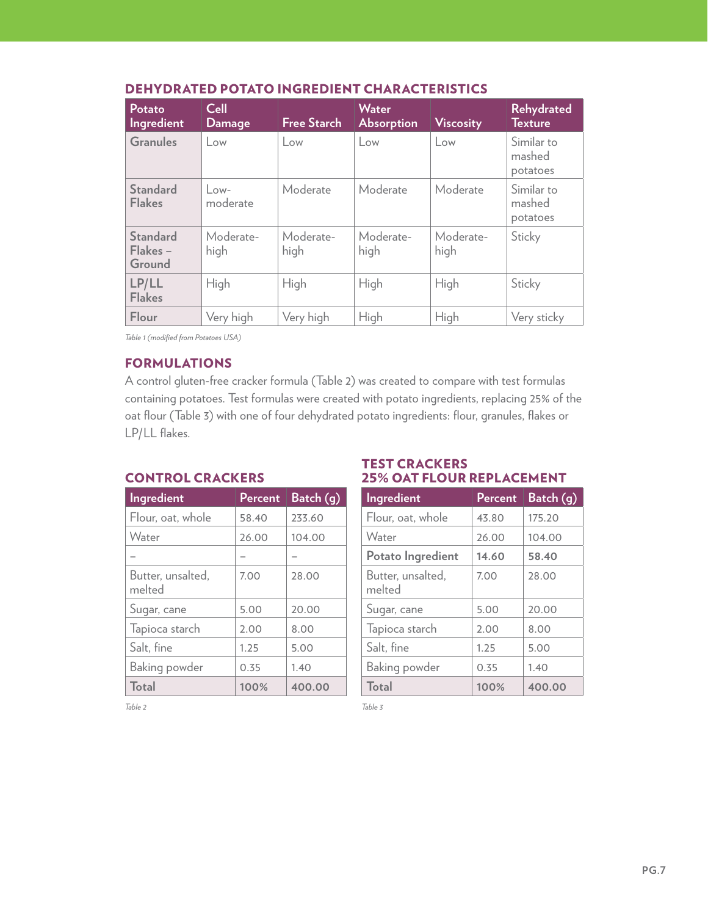## DEHYDRATED POTATO INGREDIENT CHARACTERISTICS

| Potato Ingredient | Cell Damage | Free Starch | Water Absorption | Viscosity | Rehydrated Texture |
|---|---|---|---|---|---|
| Granules | Low | Low | Low | Low | Similar to mashed potatoes |
| Standard Flakes | Low-moderate | Moderate | Moderate | Moderate | Similar to mashed potatoes |
| Standard Flakes – Ground | Moderate-high | Moderate-high | Moderate-high | Moderate-high | Sticky |
| LP/LL Flakes | High | High | High | High | Sticky |
| Flour | Very high | Very high | High | High | Very sticky |

*Table 1 (modified from Potatoes USA)*

## FORMULATIONS

A control gluten-free cracker formula (Table 2) was created to compare with test formulas containing potatoes. Test formulas were created with potato ingredients, replacing 25% of the oat flour (Table 3) with one of four dehydrated potato ingredients: flour, granules, flakes or LP/LL flakes.

### CONTROL CRACKERS

| Ingredient | Percent | Batch (g) |
|---|---|---|
| Flour, oat, whole | 58.40 | 233.60 |
| Water | 26.00 | 104.00 |
| – | – | – |
| Butter, unsalted, melted | 7.00 | 28.00 |
| Sugar, cane | 5.00 | 20.00 |
| Tapioca starch | 2.00 | 8.00 |
| Salt, fine | 1.25 | 5.00 |
| Baking powder | 0.35 | 1.40 |
| **Total** | **100%** | **400.00** |

*Table 2*

### TEST CRACKERS 25% OAT FLOUR REPLACEMENT

| Ingredient | Percent | Batch (g) |
|---|---|---|
| Flour, oat, whole | 43.80 | 175.20 |
| Water | 26.00 | 104.00 |
| **Potato Ingredient** | **14.60** | **58.40** |
| Butter, unsalted, melted | 7.00 | 28.00 |
| Sugar, cane | 5.00 | 20.00 |
| Tapioca starch | 2.00 | 8.00 |
| Salt, fine | 1.25 | 5.00 |
| Baking powder | 0.35 | 1.40 |
| **Total** | **100%** | **400.00** |

*Table 3*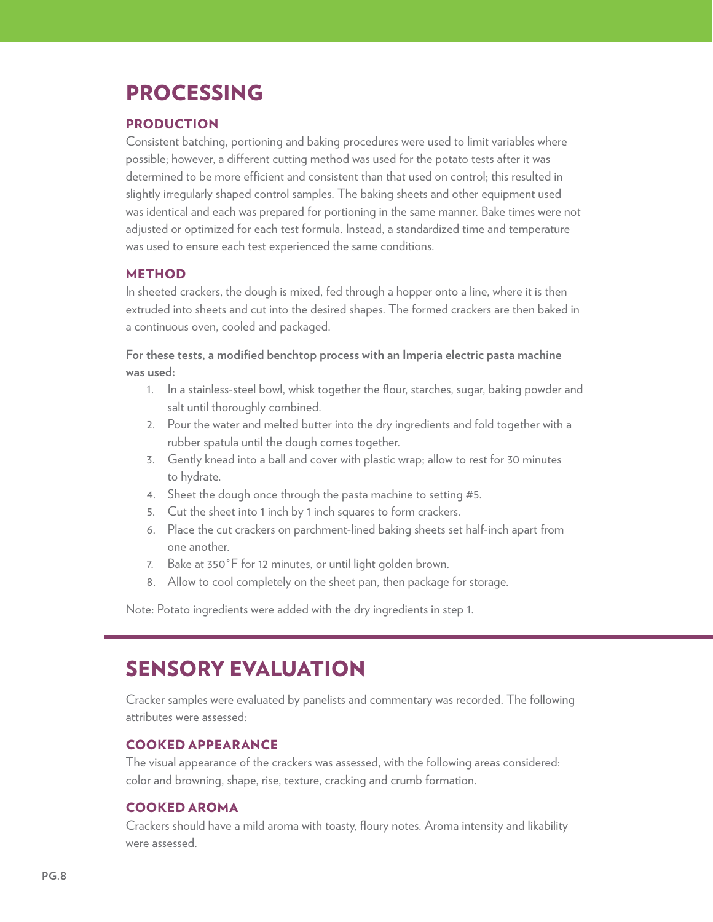# PROCESSING

## PRODUCTION

Consistent batching, portioning and baking procedures were used to limit variables where possible; however, a different cutting method was used for the potato tests after it was determined to be more efficient and consistent than that used on control; this resulted in slightly irregularly shaped control samples. The baking sheets and other equipment used was identical and each was prepared for portioning in the same manner. Bake times were not adjusted or optimized for each test formula. Instead, a standardized time and temperature was used to ensure each test experienced the same conditions.

## METHOD

In sheeted crackers, the dough is mixed, fed through a hopper onto a line, where it is then extruded into sheets and cut into the desired shapes. The formed crackers are then baked in a continuous oven, cooled and packaged.

**For these tests, a modified benchtop process with an Imperia electric pasta machine was used:**

1. In a stainless-steel bowl, whisk together the flour, starches, sugar, baking powder and salt until thoroughly combined.
2. Pour the water and melted butter into the dry ingredients and fold together with a rubber spatula until the dough comes together.
3. Gently knead into a ball and cover with plastic wrap; allow to rest for 30 minutes to hydrate.
4. Sheet the dough once through the pasta machine to setting #5.
5. Cut the sheet into 1 inch by 1 inch squares to form crackers.
6. Place the cut crackers on parchment-lined baking sheets set half-inch apart from one another.
7. Bake at 350°F for 12 minutes, or until light golden brown.
8. Allow to cool completely on the sheet pan, then package for storage.

Note: Potato ingredients were added with the dry ingredients in step 1.

# SENSORY EVALUATION

Cracker samples were evaluated by panelists and commentary was recorded. The following attributes were assessed:

## COOKED APPEARANCE

The visual appearance of the crackers was assessed, with the following areas considered: color and browning, shape, rise, texture, cracking and crumb formation.

## COOKED AROMA

Crackers should have a mild aroma with toasty, floury notes. Aroma intensity and likability were assessed.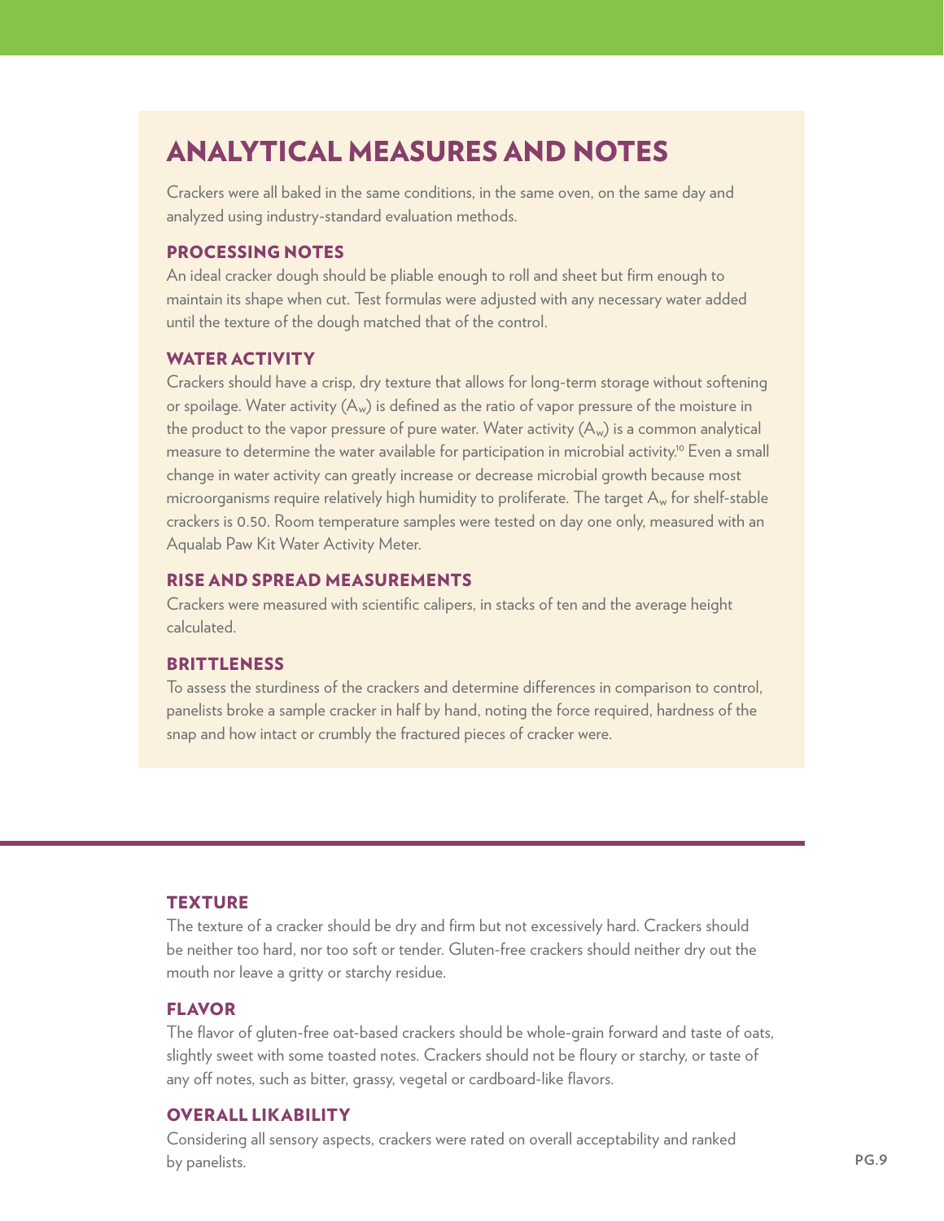# ANALYTICAL MEASURES AND NOTES

Crackers were all baked in the same conditions, in the same oven, on the same day and analyzed using industry-standard evaluation methods.

## PROCESSING NOTES

An ideal cracker dough should be pliable enough to roll and sheet but firm enough to maintain its shape when cut. Test formulas were adjusted with any necessary water added until the texture of the dough matched that of the control.

## WATER ACTIVITY

Crackers should have a crisp, dry texture that allows for long-term storage without softening or spoilage. Water activity ($A_w$) is defined as the ratio of vapor pressure of the moisture in the product to the vapor pressure of pure water. Water activity ($A_w$) is a common analytical measure to determine the water available for participation in microbial activity.[10] Even a small change in water activity can greatly increase or decrease microbial growth because most microorganisms require relatively high humidity to proliferate. The target $A_w$ for shelf-stable crackers is 0.50. Room temperature samples were tested on day one only, measured with an Aqualab Paw Kit Water Activity Meter.

## RISE AND SPREAD MEASUREMENTS

Crackers were measured with scientific calipers, in stacks of ten and the average height calculated.

## BRITTLENESS

To assess the sturdiness of the crackers and determine differences in comparison to control, panelists broke a sample cracker in half by hand, noting the force required, hardness of the snap and how intact or crumbly the fractured pieces of cracker were.

## TEXTURE

The texture of a cracker should be dry and firm but not excessively hard. Crackers should be neither too hard, nor too soft or tender. Gluten-free crackers should neither dry out the mouth nor leave a gritty or starchy residue.

## FLAVOR

The flavor of gluten-free oat-based crackers should be whole-grain forward and taste of oats, slightly sweet with some toasted notes. Crackers should not be floury or starchy, or taste of any off notes, such as bitter, grassy, vegetal or cardboard-like flavors.

## OVERALL LIKABILITY

Considering all sensory aspects, crackers were rated on overall acceptability and ranked by panelists.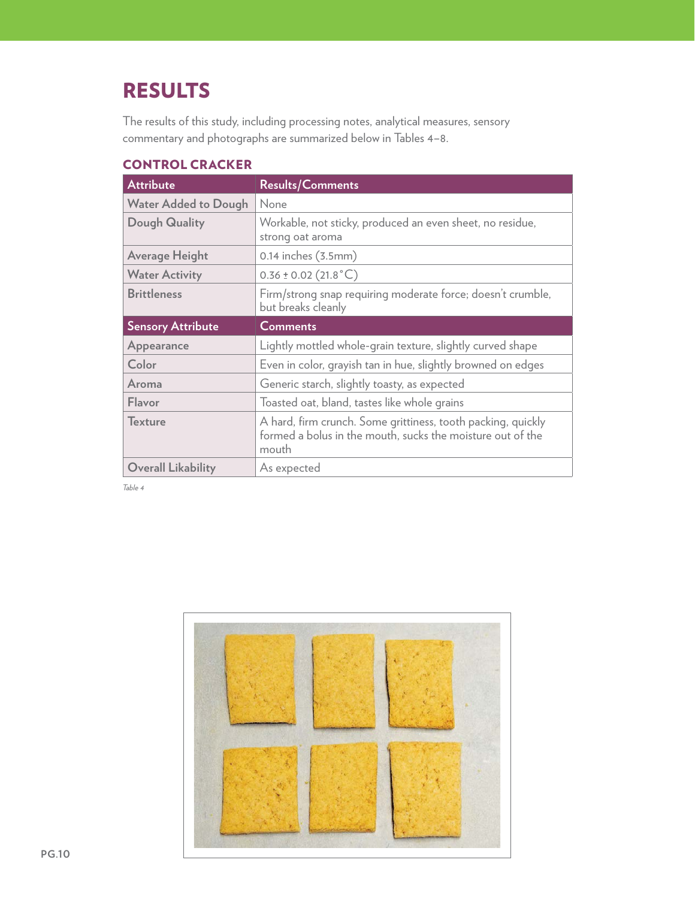# RESULTS

The results of this study, including processing notes, analytical measures, sensory commentary and photographs are summarized below in Tables 4–8.

## CONTROL CRACKER

| Attribute | Results/Comments |
| --- | --- |
| Water Added to Dough | None |
| Dough Quality | Workable, not sticky, produced an even sheet, no residue, strong oat aroma |
| Average Height | 0.14 inches (3.5mm) |
| Water Activity | 0.36 ± 0.02 (21.8°C) |
| Brittleness | Firm/strong snap requiring moderate force; doesn't crumble, but breaks cleanly |
| **Sensory Attribute** | **Comments** |
| Appearance | Lightly mottled whole-grain texture, slightly curved shape |
| Color | Even in color, grayish tan in hue, slightly browned on edges |
| Aroma | Generic starch, slightly toasty, as expected |
| Flavor | Toasted oat, bland, tastes like whole grains |
| Texture | A hard, firm crunch. Some grittiness, tooth packing, quickly formed a bolus in the mouth, sucks the moisture out of the mouth |
| Overall Likability | As expected |

*Table 4*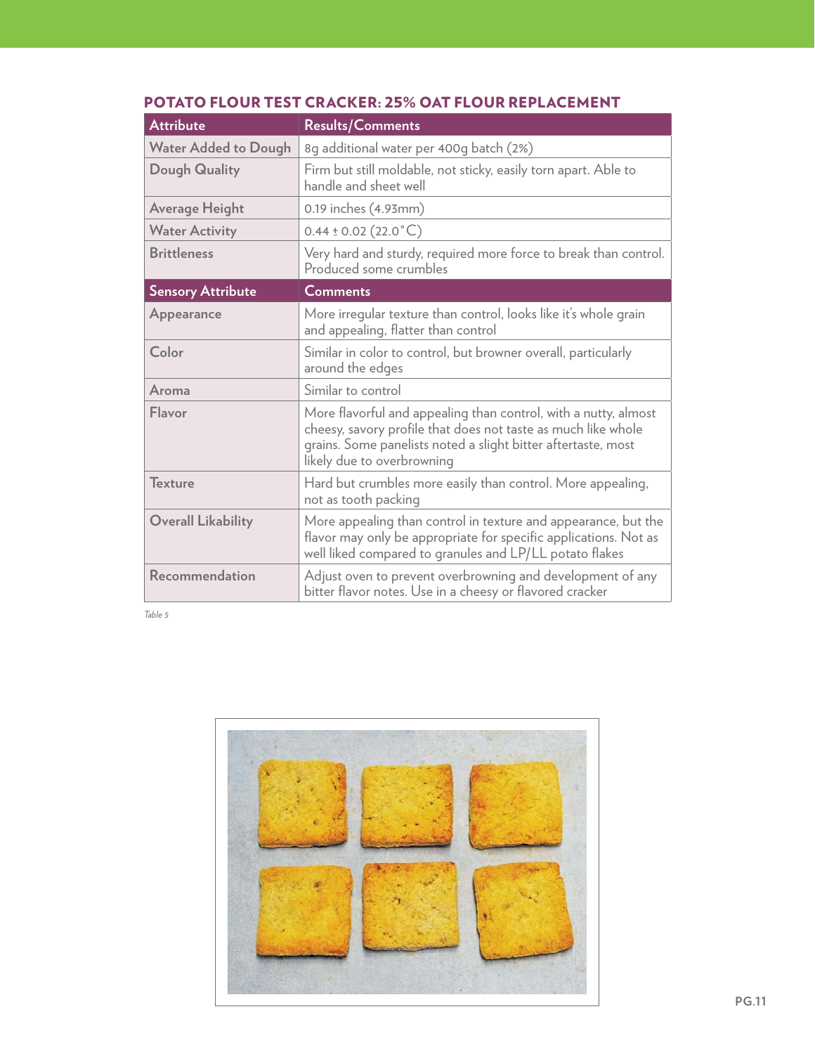## POTATO FLOUR TEST CRACKER: 25% OAT FLOUR REPLACEMENT

| Attribute | Results/Comments |
|---|---|
| Water Added to Dough | 8g additional water per 400g batch (2%) |
| Dough Quality | Firm but still moldable, not sticky, easily torn apart. Able to handle and sheet well |
| Average Height | 0.19 inches (4.93mm) |
| Water Activity | 0.44 ± 0.02 (22.0°C) |
| Brittleness | Very hard and sturdy, required more force to break than control. Produced some crumbles |
| **Sensory Attribute** | **Comments** |
| Appearance | More irregular texture than control, looks like it's whole grain and appealing, flatter than control |
| Color | Similar in color to control, but browner overall, particularly around the edges |
| Aroma | Similar to control |
| Flavor | More flavorful and appealing than control, with a nutty, almost cheesy, savory profile that does not taste as much like whole grains. Some panelists noted a slight bitter aftertaste, most likely due to overbrowning |
| Texture | Hard but crumbles more easily than control. More appealing, not as tooth packing |
| Overall Likability | More appealing than control in texture and appearance, but the flavor may only be appropriate for specific applications. Not as well liked compared to granules and LP/LL potato flakes |
| Recommendation | Adjust oven to prevent overbrowning and development of any bitter flavor notes. Use in a cheesy or flavored cracker |

*Table 5*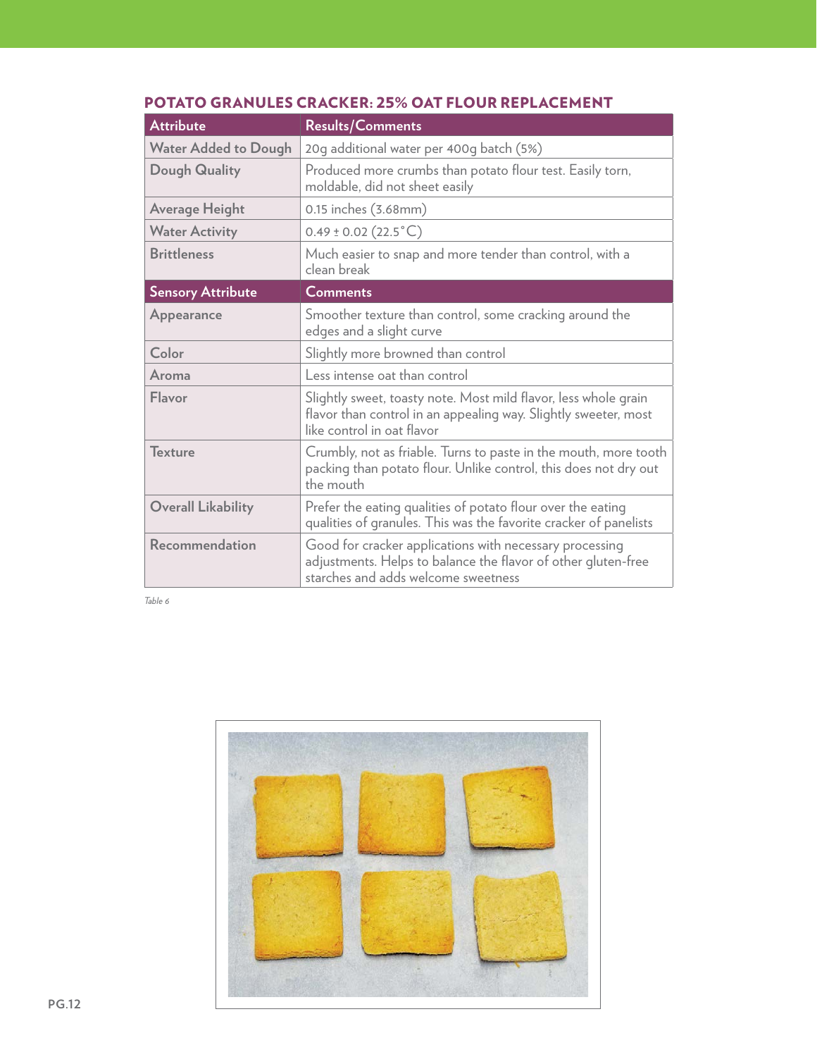## POTATO GRANULES CRACKER: 25% OAT FLOUR REPLACEMENT

| Attribute | Results/Comments |
|---|---|
| Water Added to Dough | 20g additional water per 400g batch (5%) |
| Dough Quality | Produced more crumbs than potato flour test. Easily torn, moldable, did not sheet easily |
| Average Height | 0.15 inches (3.68mm) |
| Water Activity | 0.49 ± 0.02 (22.5°C) |
| Brittleness | Much easier to snap and more tender than control, with a clean break |
| **Sensory Attribute** | **Comments** |
| Appearance | Smoother texture than control, some cracking around the edges and a slight curve |
| Color | Slightly more browned than control |
| Aroma | Less intense oat than control |
| Flavor | Slightly sweet, toasty note. Most mild flavor, less whole grain flavor than control in an appealing way. Slightly sweeter, most like control in oat flavor |
| Texture | Crumbly, not as friable. Turns to paste in the mouth, more tooth packing than potato flour. Unlike control, this does not dry out the mouth |
| Overall Likability | Prefer the eating qualities of potato flour over the eating qualities of granules. This was the favorite cracker of panelists |
| Recommendation | Good for cracker applications with necessary processing adjustments. Helps to balance the flavor of other gluten-free starches and adds welcome sweetness |

*Table 6*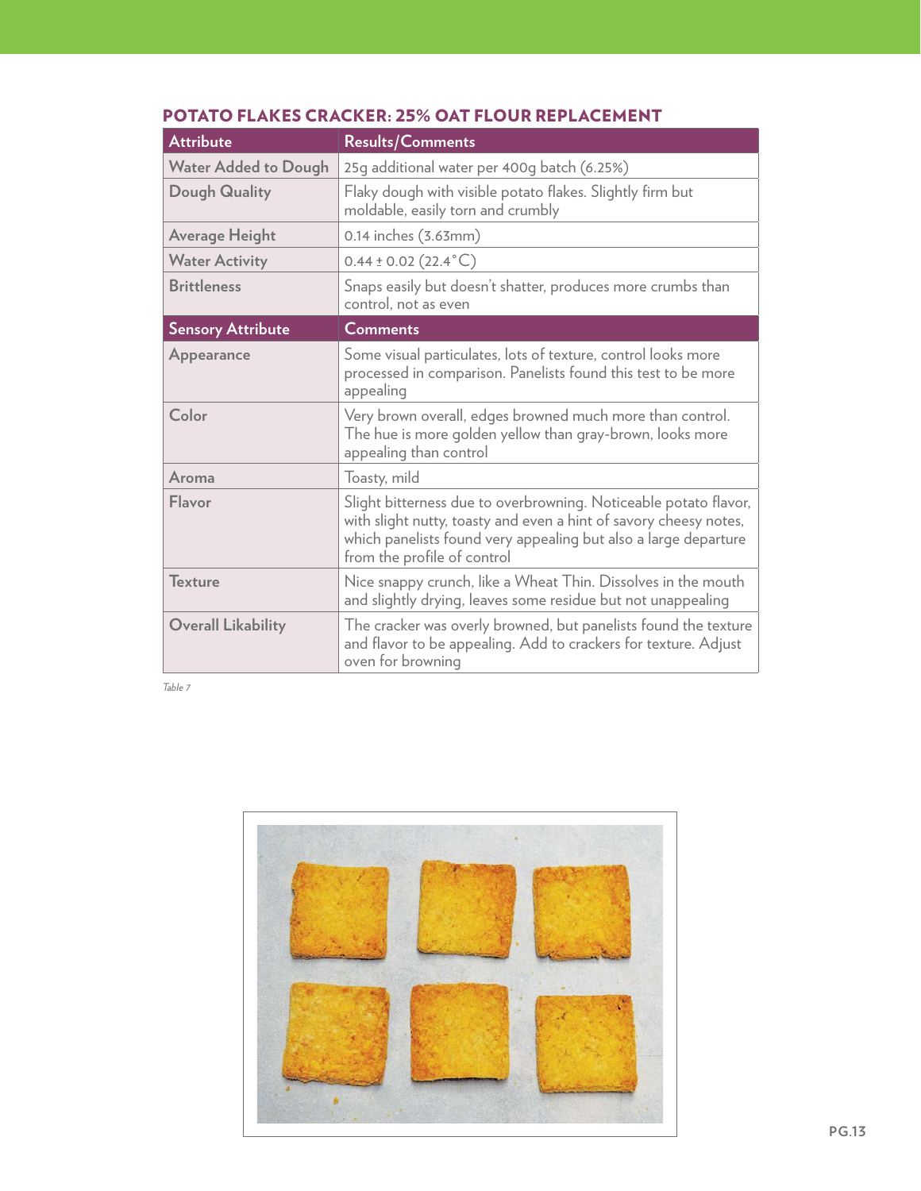## POTATO FLAKES CRACKER: 25% OAT FLOUR REPLACEMENT

| Attribute | Results/Comments |
|---|---|
| Water Added to Dough | 25g additional water per 400g batch (6.25%) |
| Dough Quality | Flaky dough with visible potato flakes. Slightly firm but moldable, easily torn and crumbly |
| Average Height | 0.14 inches (3.63mm) |
| Water Activity | 0.44 ± 0.02 (22.4°C) |
| Brittleness | Snaps easily but doesn't shatter, produces more crumbs than control, not as even |
| **Sensory Attribute** | **Comments** |
| Appearance | Some visual particulates, lots of texture, control looks more processed in comparison. Panelists found this test to be more appealing |
| Color | Very brown overall, edges browned much more than control. The hue is more golden yellow than gray-brown, looks more appealing than control |
| Aroma | Toasty, mild |
| Flavor | Slight bitterness due to overbrowning. Noticeable potato flavor, with slight nutty, toasty and even a hint of savory cheesy notes, which panelists found very appealing but also a large departure from the profile of control |
| Texture | Nice snappy crunch, like a Wheat Thin. Dissolves in the mouth and slightly drying, leaves some residue but not unappealing |
| Overall Likability | The cracker was overly browned, but panelists found the texture and flavor to be appealing. Add to crackers for texture. Adjust oven for browning |

*Table 7*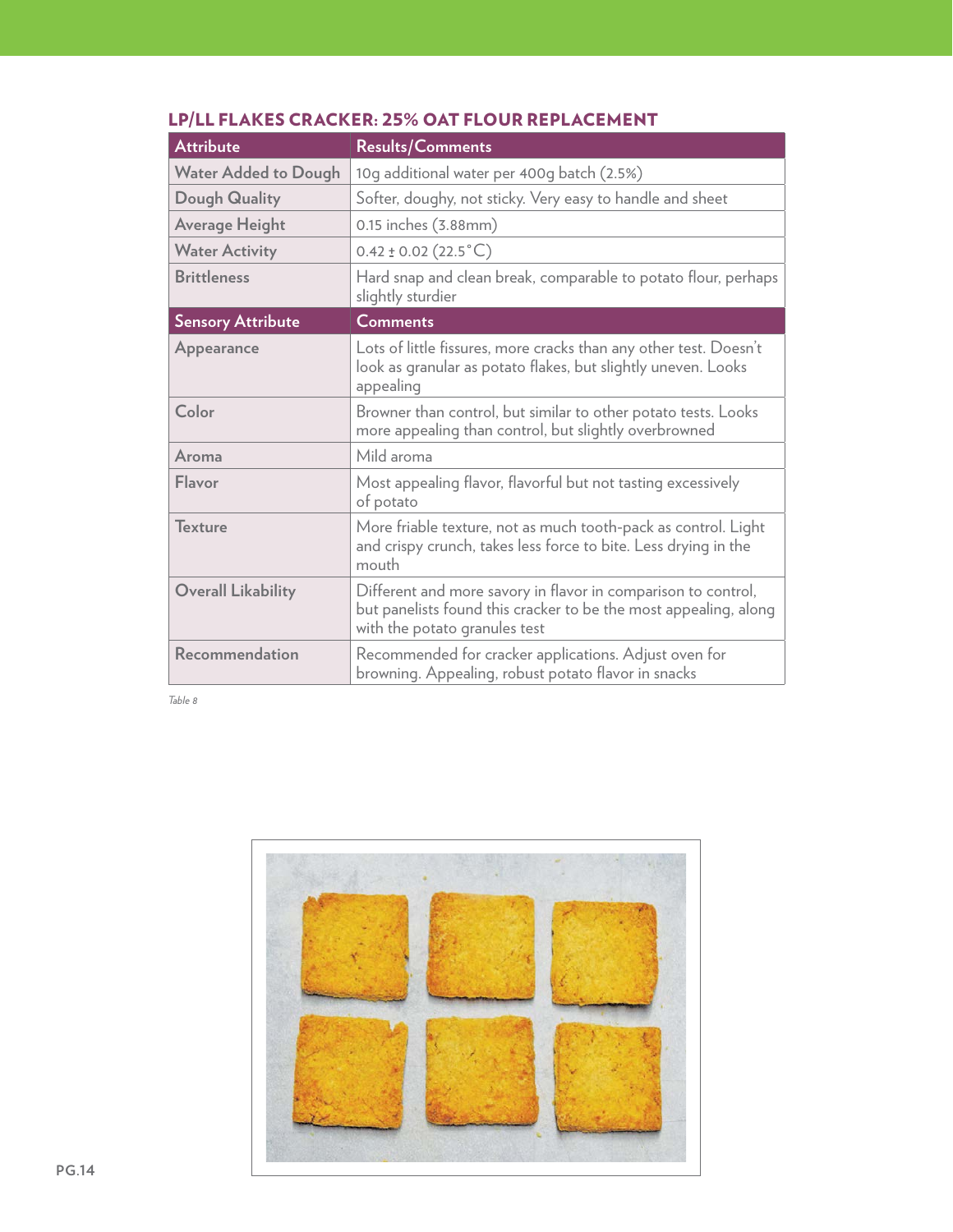## LP/LL FLAKES CRACKER: 25% OAT FLOUR REPLACEMENT

| Attribute | Results/Comments |
| --- | --- |
| Water Added to Dough | 10g additional water per 400g batch (2.5%) |
| Dough Quality | Softer, doughy, not sticky. Very easy to handle and sheet |
| Average Height | 0.15 inches (3.88mm) |
| Water Activity | 0.42 ± 0.02 (22.5°C) |
| Brittleness | Hard snap and clean break, comparable to potato flour, perhaps slightly sturdier |
| **Sensory Attribute** | **Comments** |
| Appearance | Lots of little fissures, more cracks than any other test. Doesn't look as granular as potato flakes, but slightly uneven. Looks appealing |
| Color | Browner than control, but similar to other potato tests. Looks more appealing than control, but slightly overbrowned |
| Aroma | Mild aroma |
| Flavor | Most appealing flavor, flavorful but not tasting excessively of potato |
| Texture | More friable texture, not as much tooth-pack as control. Light and crispy crunch, takes less force to bite. Less drying in the mouth |
| Overall Likability | Different and more savory in flavor in comparison to control, but panelists found this cracker to be the most appealing, along with the potato granules test |
| Recommendation | Recommended for cracker applications. Adjust oven for browning. Appealing, robust potato flavor in snacks |

*Table 8*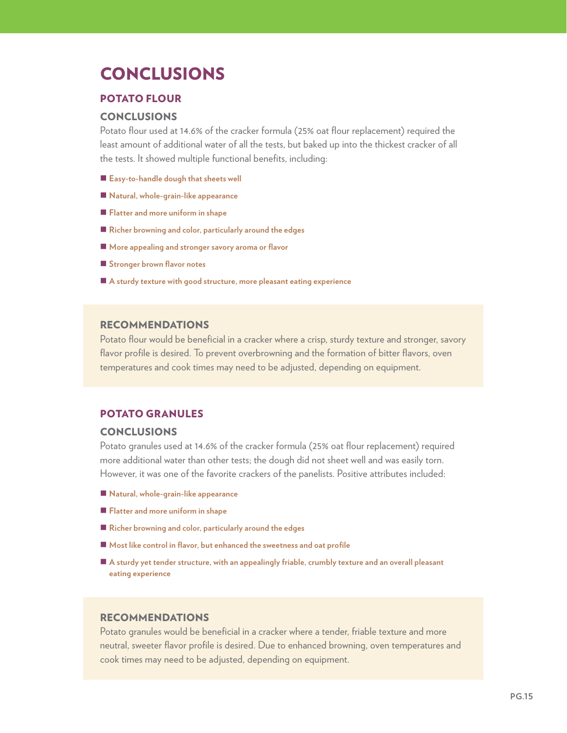# CONCLUSIONS

## POTATO FLOUR

### CONCLUSIONS

Potato flour used at 14.6% of the cracker formula (25% oat flour replacement) required the least amount of additional water of all the tests, but baked up into the thickest cracker of all the tests. It showed multiple functional benefits, including:

- **Easy-to-handle dough that sheets well**
- **Natural, whole-grain-like appearance**
- **Flatter and more uniform in shape**
- **Richer browning and color, particularly around the edges**
- **More appealing and stronger savory aroma or flavor**
- **Stronger brown flavor notes**
- **A sturdy texture with good structure, more pleasant eating experience**

### RECOMMENDATIONS

Potato flour would be beneficial in a cracker where a crisp, sturdy texture and stronger, savory flavor profile is desired. To prevent overbrowning and the formation of bitter flavors, oven temperatures and cook times may need to be adjusted, depending on equipment.

## POTATO GRANULES

### CONCLUSIONS

Potato granules used at 14.6% of the cracker formula (25% oat flour replacement) required more additional water than other tests; the dough did not sheet well and was easily torn. However, it was one of the favorite crackers of the panelists. Positive attributes included:

- **Natural, whole-grain-like appearance**
- **Flatter and more uniform in shape**
- **Richer browning and color, particularly around the edges**
- **Most like control in flavor, but enhanced the sweetness and oat profile**
- **A sturdy yet tender structure, with an appealingly friable, crumbly texture and an overall pleasant eating experience**

### RECOMMENDATIONS

Potato granules would be beneficial in a cracker where a tender, friable texture and more neutral, sweeter flavor profile is desired. Due to enhanced browning, oven temperatures and cook times may need to be adjusted, depending on equipment.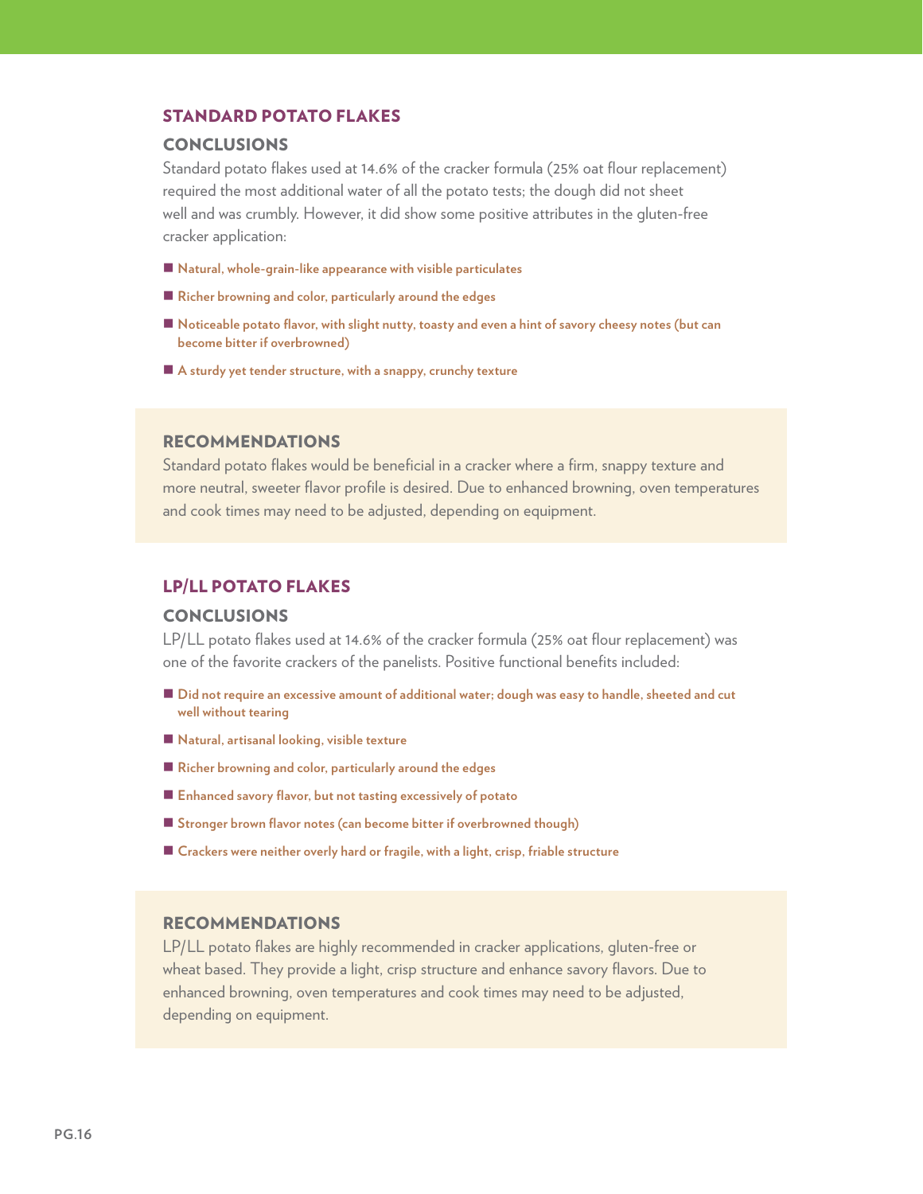## STANDARD POTATO FLAKES

### CONCLUSIONS

Standard potato flakes used at 14.6% of the cracker formula (25% oat flour replacement) required the most additional water of all the potato tests; the dough did not sheet well and was crumbly. However, it did show some positive attributes in the gluten-free cracker application:

- **Natural, whole-grain-like appearance with visible particulates**
- **Richer browning and color, particularly around the edges**
- **Noticeable potato flavor, with slight nutty, toasty and even a hint of savory cheesy notes (but can become bitter if overbrowned)**
- **A sturdy yet tender structure, with a snappy, crunchy texture**

### RECOMMENDATIONS

Standard potato flakes would be beneficial in a cracker where a firm, snappy texture and more neutral, sweeter flavor profile is desired. Due to enhanced browning, oven temperatures and cook times may need to be adjusted, depending on equipment.

## LP/LL POTATO FLAKES

### CONCLUSIONS

LP/LL potato flakes used at 14.6% of the cracker formula (25% oat flour replacement) was one of the favorite crackers of the panelists. Positive functional benefits included:

- **Did not require an excessive amount of additional water; dough was easy to handle, sheeted and cut well without tearing**
- **Natural, artisanal looking, visible texture**
- **Richer browning and color, particularly around the edges**
- **Enhanced savory flavor, but not tasting excessively of potato**
- **Stronger brown flavor notes (can become bitter if overbrowned though)**
- **Crackers were neither overly hard or fragile, with a light, crisp, friable structure**

### RECOMMENDATIONS

LP/LL potato flakes are highly recommended in cracker applications, gluten-free or wheat based. They provide a light, crisp structure and enhance savory flavors. Due to enhanced browning, oven temperatures and cook times may need to be adjusted, depending on equipment.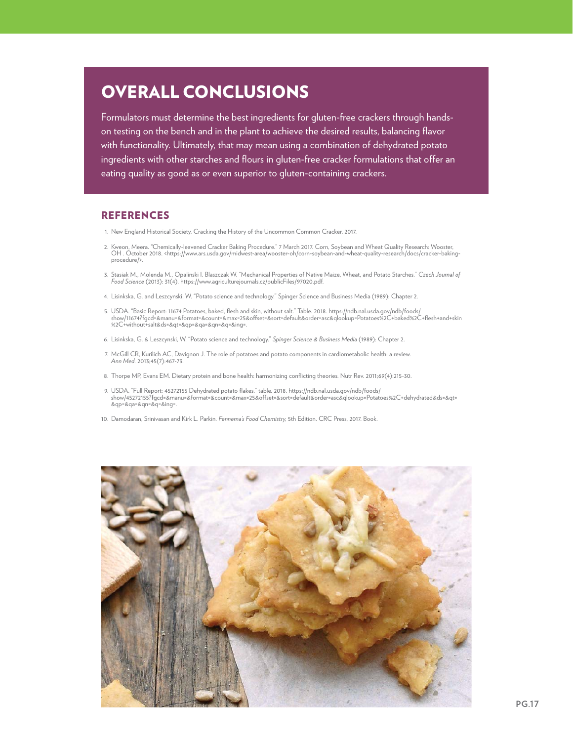# OVERALL CONCLUSIONS

Formulators must determine the best ingredients for gluten-free crackers through hands-on testing on the bench and in the plant to achieve the desired results, balancing flavor with functionality. Ultimately, that may mean using a combination of dehydrated potato ingredients with other starches and flours in gluten-free cracker formulations that offer an eating quality as good as or even superior to gluten-containing crackers.

## REFERENCES

1. New England Historical Society. Cracking the History of the Uncommon Common Cracker. 2017.
2. Kweon, Meera. "Chemically-leavened Cracker Baking Procedure." 7 March 2017. Corn, Soybean and Wheat Quality Research: Wooster, OH . October 2018. <https://www.ars.usda.gov/midwest-area/wooster-oh/corn-soybean-and-wheat-quality-research/docs/cracker-baking-procedure/>.
3. Stasiak M., Molenda M., Opalinski I. Blaszczak W. "Mechanical Properties of Native Maize, Wheat, and Potato Starches." *Czech Journal of Food Science* (2013): 31(4). https://www.agriculturejournals.cz/publicFiles/97020.pdf.
4. Lisinkska, G. and Leszcynski, W. "Potato science and technology." Spinger Science and Business Media (1989): Chapter 2.
5. USDA. "Basic Report: 11674 Potatoes, baked, flesh and skin, without salt." Table. 2018. https://ndb.nal.usda.gov/ndb/foods/show/11674?fgcd=&manu=&format=&count=&max=25&offset=&sort=default&order=asc&qlookup=Potatoes%2C+baked%2C+flesh+and+skin%2C+without+salt&ds=&qt=&qp=&qa=&qn=&q=&ing=.
6. Lisinkska, G. & Leszcynski, W. "Potato science and technology." *Spinger Science & Business Media* (1989): Chapter 2.
7. McGill CR, Kurilich AC, Davignon J. The role of potatoes and potato components in cardiometabolic health: a review. *Ann Med.* 2013;45(7):467-73.
8. Thorpe MP, Evans EM. Dietary protein and bone health: harmonizing conflicting theories. Nutr Rev. 2011;69(4):215-30.
9. USDA. "Full Report: 45272155 Dehydrated potato flakes." table. 2018. https://ndb.nal.usda.gov/ndb/foods/show/45272155?fgcd=&manu=&format=&count=&max=25&offset=&sort=default&order=asc&qlookup=Potatoes%2C+dehydrated&ds=&qt=&qp=&qa=&qn=&q=&ing=.
10. Damodaran, Srinivasan and Kirk L. Parkin. *Fennema's Food Chemistry,* 5th Edition. CRC Press, 2017. Book.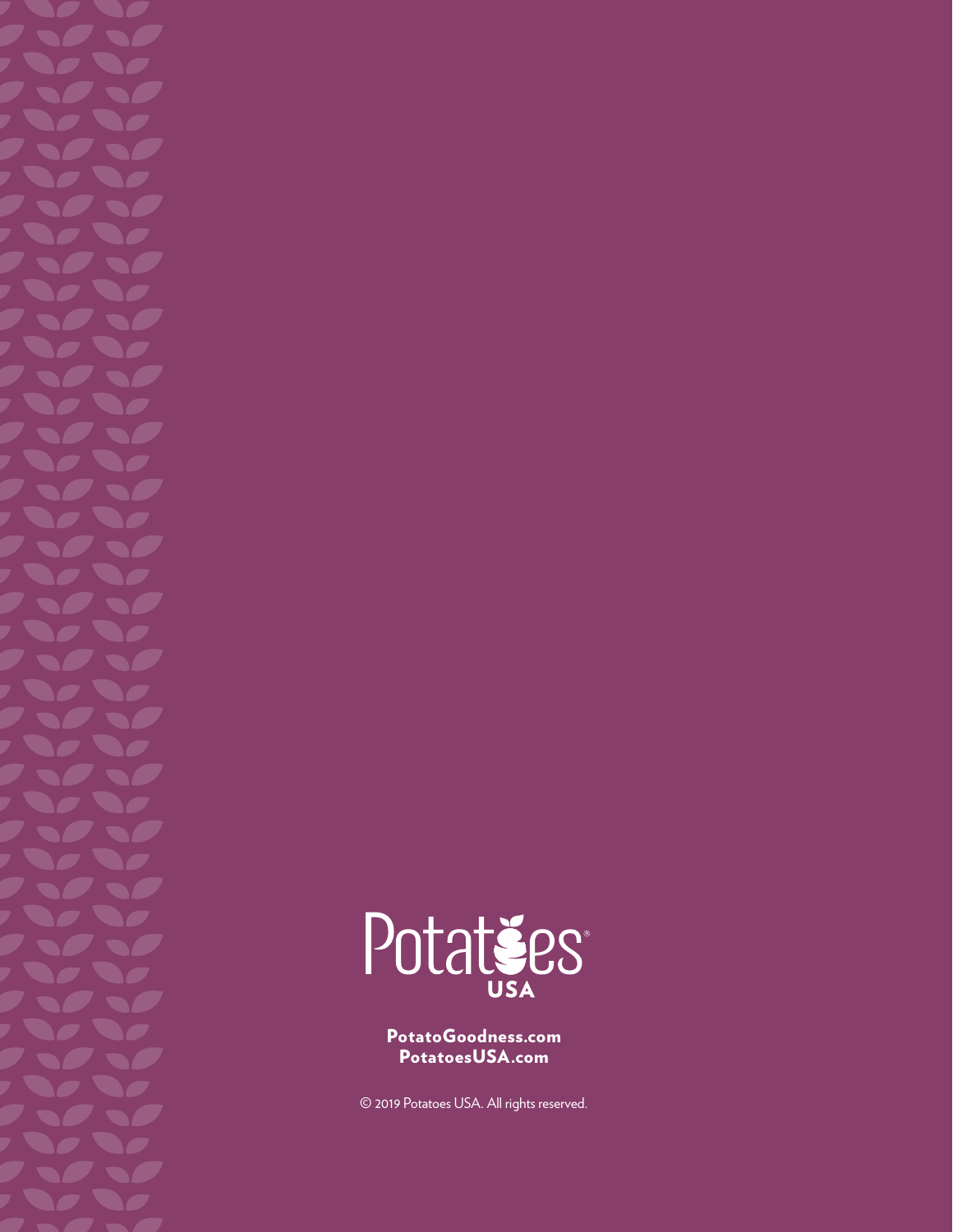Potatoes USA

PotatoGoodness.com
PotatoesUSA.com

© 2019 Potatoes USA. All rights reserved.